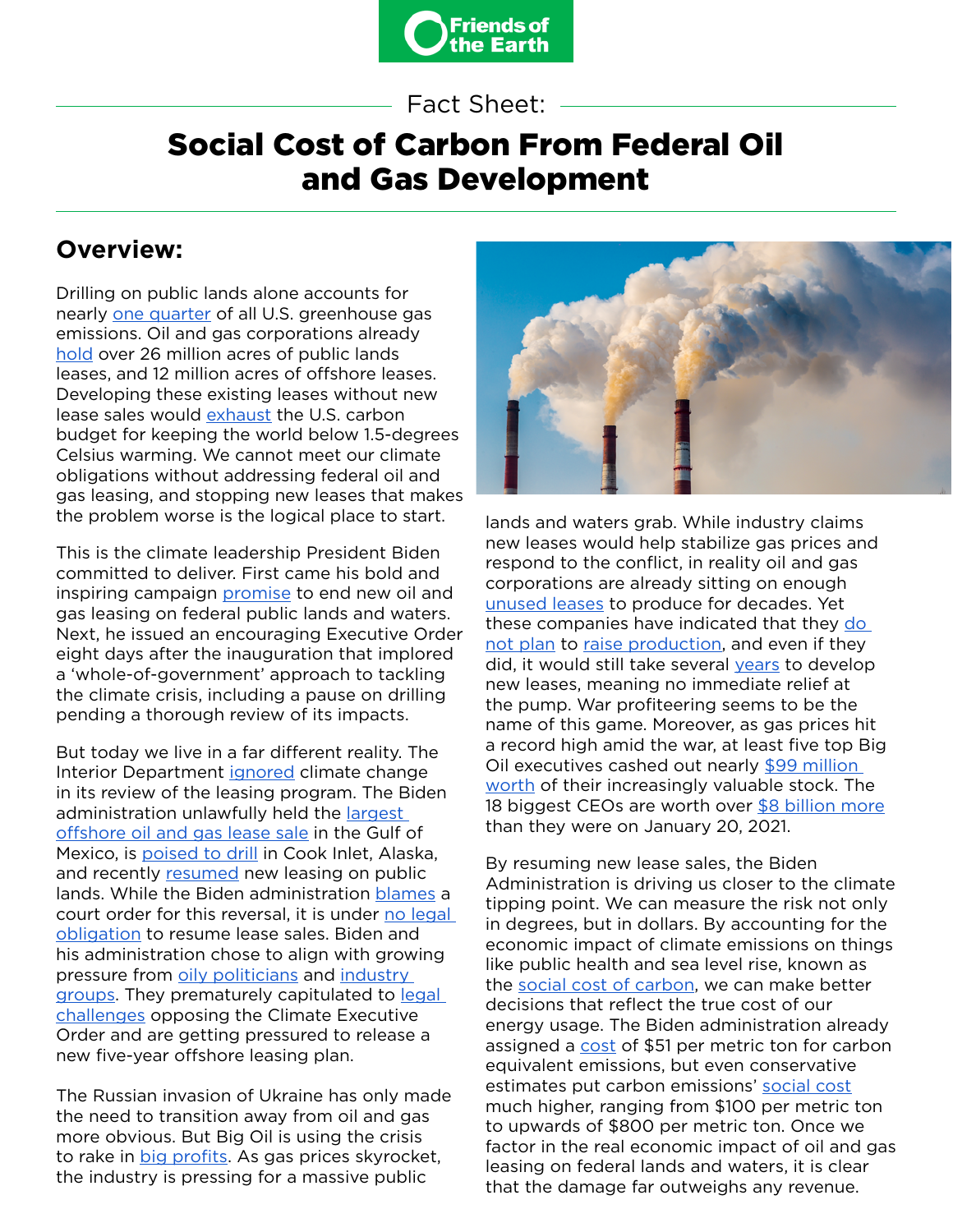Friends of the Earth

Fact Sheet:

# Social Cost of Carbon From Federal Oil and Gas Development

## Overview:

Drilling on public lands alone accounts for nearly one quarter of all U.S. greenhouse gas emissions. Oil and gas corporations already hold over 26 million acres of public lands leases, and 12 million acres of offshore leases. Developing these existing leases without new lease sales would exhaust the U.S. carbon budget for keeping the world below 1.5-degrees Celsius warming. We cannot meet our climate obligations without addressing federal oil and gas leasing, and stopping new leases that makes the problem worse is the logical place to start.

This is the climate leadership President Biden committed to deliver. First came his bold and inspiring campaign promise to end new oil and gas leasing on federal public lands and waters. Next, he issued an encouraging Executive Order eight days after the inauguration that implored a 'whole-of-government' approach to tackling the climate crisis, including a pause on drilling pending a thorough review of its impacts.

But today we live in a far different reality. The Interior Department ignored climate change in its review of the leasing program. The Biden administration unlawfully held the largest offshore oil and gas lease sale in the Gulf of Mexico, is poised to drill in Cook Inlet, Alaska, and recently resumed new leasing on public lands. While the Biden administration blames a court order for this reversal, it is under no legal obligation to resume lease sales. Biden and his administration chose to align with growing pressure from oily politicians and industry groups. They prematurely capitulated to legal challenges opposing the Climate Executive Order and are getting pressured to release a new five-year offshore leasing plan.

The Russian invasion of Ukraine has only made the need to transition away from oil and gas more obvious. But Big Oil is using the crisis to rake in big profits. As gas prices skyrocket, the industry is pressing for a massive public lands and waters grab. While industry claims new leases would help stabilize gas prices and respond to the conflict, in reality oil and gas corporations are already sitting on enough unused leases to produce for decades. Yet these companies have indicated that they do not plan to raise production, and even if they did, it would still take several years to develop new leases, meaning no immediate relief at the pump. War profiteering seems to be the name of this game. Moreover, as gas prices hit a record high amid the war, at least five top Big Oil executives cashed out nearly $99 million worth of their increasingly valuable stock. The 18 biggest CEOs are worth over $8 billion more than they were on January 20, 2021.

By resuming new lease sales, the Biden Administration is driving us closer to the climate tipping point. We can measure the risk not only in degrees, but in dollars. By accounting for the economic impact of climate emissions on things like public health and sea level rise, known as the social cost of carbon, we can make better decisions that reflect the true cost of our energy usage. The Biden administration already assigned a cost of $51 per metric ton for carbon equivalent emissions, but even conservative estimates put carbon emissions' social cost much higher, ranging from $100 per metric ton to upwards of $800 per metric ton. Once we factor in the real economic impact of oil and gas leasing on federal lands and waters, it is clear that the damage far outweighs any revenue.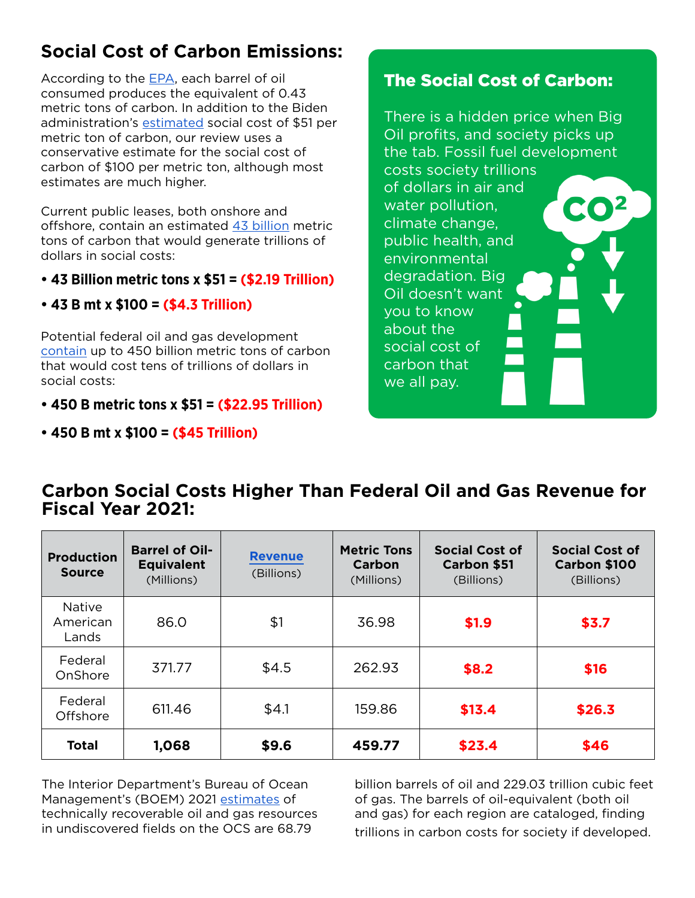## Social Cost of Carbon Emissions:

According to the EPA, each barrel of oil consumed produces the equivalent of 0.43 metric tons of carbon. In addition to the Biden administration's estimated social cost of $51 per metric ton of carbon, our review uses a conservative estimate for the social cost of carbon of $100 per metric ton, although most estimates are much higher.

Current public leases, both onshore and offshore, contain an estimated 43 billion metric tons of carbon that would generate trillions of dollars in social costs:

- **43 Billion metric tons x $51 = ($2.19 Trillion)**
- **43 B mt x $100 = ($4.3 Trillion)**

Potential federal oil and gas development contain up to 450 billion metric tons of carbon that would cost tens of trillions of dollars in social costs:

- **450 B metric tons x $51 = ($22.95 Trillion)**
- **450 B mt x $100 = ($45 Trillion)**

### The Social Cost of Carbon:

There is a hidden price when Big Oil profits, and society picks up the tab. Fossil fuel development costs society trillions of dollars in air and water pollution, climate change, public health, and environmental degradation. Big Oil doesn't want you to know about the social cost of carbon that we all pay.

## Carbon Social Costs Higher Than Federal Oil and Gas Revenue for Fiscal Year 2021:

| Production Source | Barrel of Oil-Equivalent (Millions) | Revenue (Billions) | Metric Tons Carbon (Millions) | Social Cost of Carbon $51 (Billions) | Social Cost of Carbon $100 (Billions) |
|---|---|---|---|---|---|
| Native American Lands | 86.0 | $1 | 36.98 | **$1.9** | **$3.7** |
| Federal OnShore | 371.77 | $4.5 | 262.93 | **$8.2** | **$16** |
| Federal Offshore | 611.46 | $4.1 | 159.86 | **$13.4** | **$26.3** |
| **Total** | **1,068** | **$9.6** | **459.77** | **$23.4** | **$46** |

The Interior Department's Bureau of Ocean Management's (BOEM) 2021 estimates of technically recoverable oil and gas resources in undiscovered fields on the OCS are 68.79 billion barrels of oil and 229.03 trillion cubic feet of gas. The barrels of oil-equivalent (both oil and gas) for each region are cataloged, finding trillions in carbon costs for society if developed.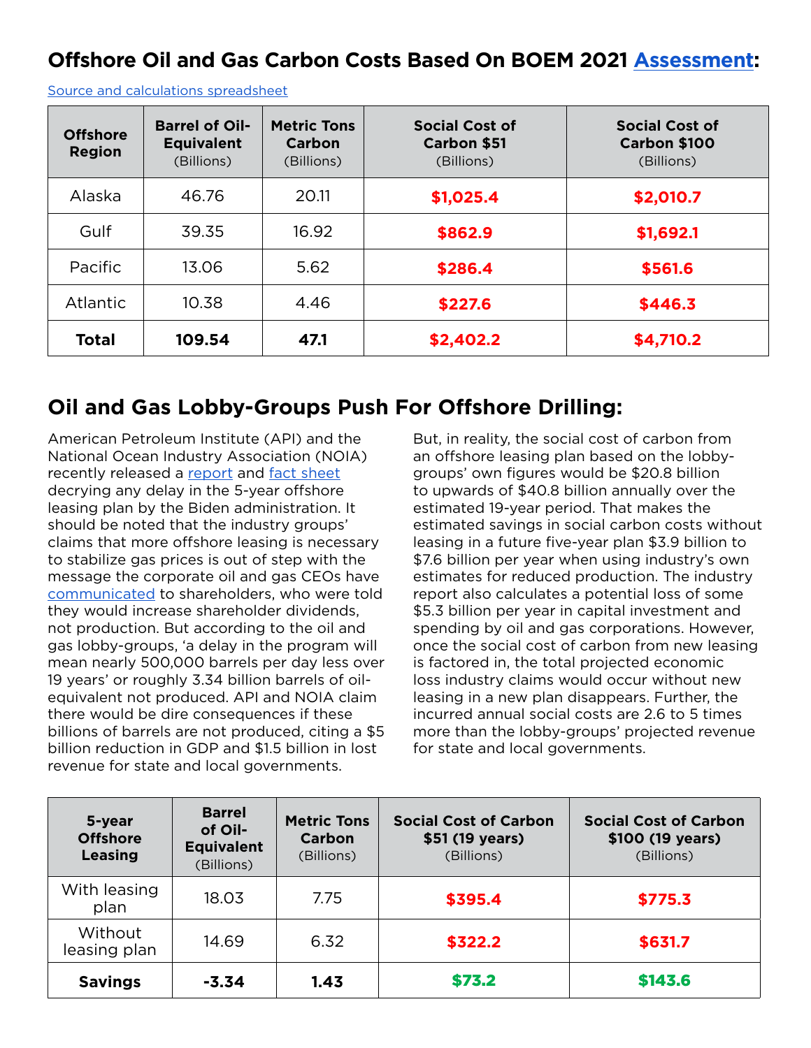## Offshore Oil and Gas Carbon Costs Based On BOEM 2021 [Assessment](#):

[Source and calculations spreadsheet](#)

| Offshore Region | Barrel of Oil-Equivalent (Billions) | Metric Tons Carbon (Billions) | Social Cost of Carbon $51 (Billions) | Social Cost of Carbon $100 (Billions) |
|---|---|---|---|---|
| Alaska | 46.76 | 20.11 | **$1,025.4** | **$2,010.7** |
| Gulf | 39.35 | 16.92 | **$862.9** | **$1,692.1** |
| Pacific | 13.06 | 5.62 | **$286.4** | **$561.6** |
| Atlantic | 10.38 | 4.46 | **$227.6** | **$446.3** |
| **Total** | **109.54** | **47.1** | **$2,402.2** | **$4,710.2** |

## Oil and Gas Lobby-Groups Push For Offshore Drilling:

American Petroleum Institute (API) and the National Ocean Industry Association (NOIA) recently released a [report](#) and [fact sheet](#) decrying any delay in the 5-year offshore leasing plan by the Biden administration. It should be noted that the industry groups' claims that more offshore leasing is necessary to stabilize gas prices is out of step with the message the corporate oil and gas CEOs have [communicated](#) to shareholders, who were told they would increase shareholder dividends, not production. But according to the oil and gas lobby-groups, 'a delay in the program will mean nearly 500,000 barrels per day less over 19 years' or roughly 3.34 billion barrels of oil-equivalent not produced. API and NOIA claim there would be dire consequences if these billions of barrels are not produced, citing a $5 billion reduction in GDP and $1.5 billion in lost revenue for state and local governments.

But, in reality, the social cost of carbon from an offshore leasing plan based on the lobby-groups' own figures would be $20.8 billion to upwards of $40.8 billion annually over the estimated 19-year period. That makes the estimated savings in social carbon costs without leasing in a future five-year plan $3.9 billion to $7.6 billion per year when using industry's own estimates for reduced production. The industry report also calculates a potential loss of some $5.3 billion per year in capital investment and spending by oil and gas corporations. However, once the social cost of carbon from new leasing is factored in, the total projected economic loss industry claims would occur without new leasing in a new plan disappears. Further, the incurred annual social costs are 2.6 to 5 times more than the lobby-groups' projected revenue for state and local governments.

| 5-year Offshore Leasing | Barrel of Oil-Equivalent (Billions) | Metric Tons Carbon (Billions) | Social Cost of Carbon $51 (19 years) (Billions) | Social Cost of Carbon $100 (19 years) (Billions) |
|---|---|---|---|---|
| With leasing plan | 18.03 | 7.75 | **$395.4** | **$775.3** |
| Without leasing plan | 14.69 | 6.32 | **$322.2** | **$631.7** |
| **Savings** | **-3.34** | **1.43** | **$73.2** | **$143.6** |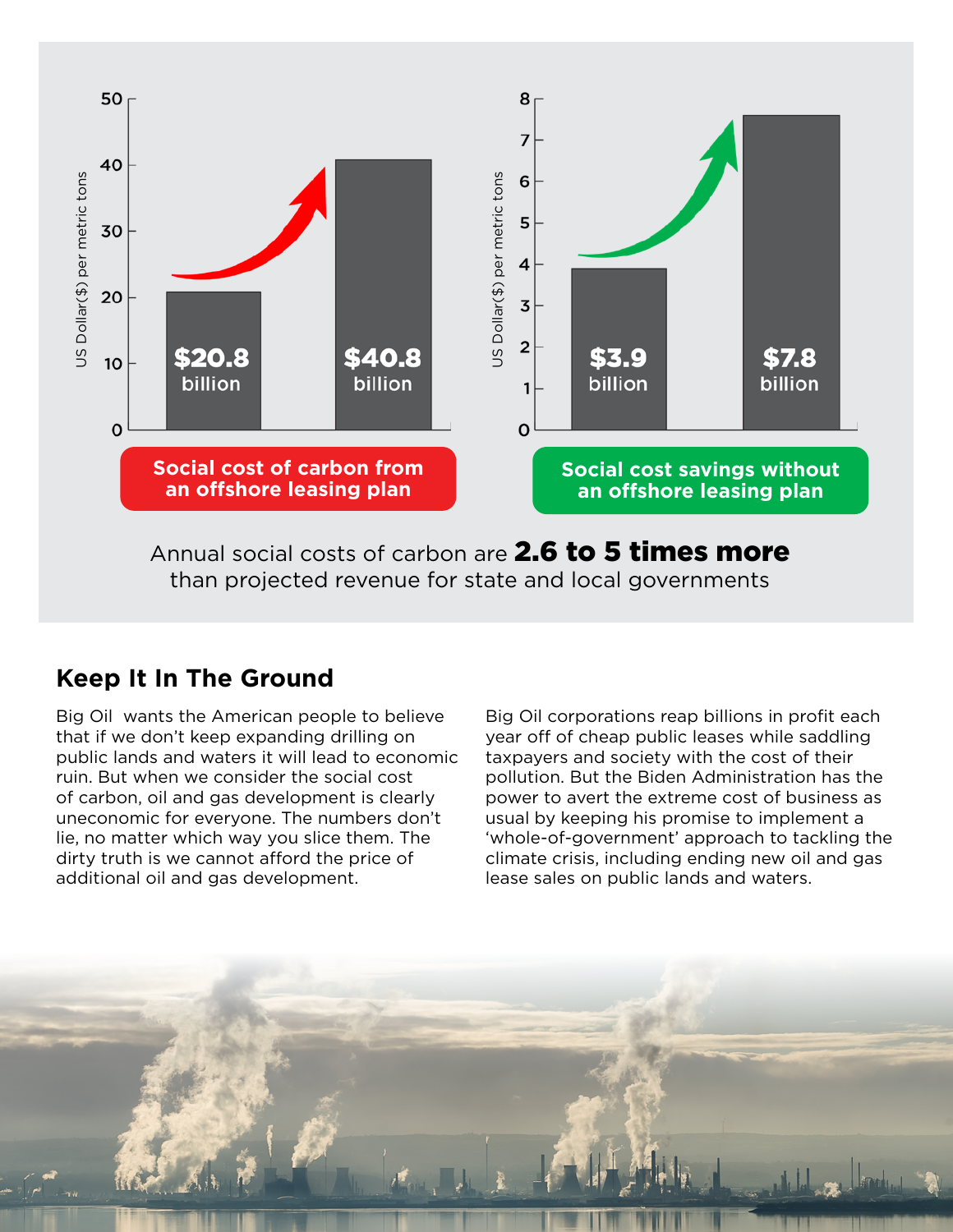US Dollar($) per metric tons

50
40
30
20
10
0

$20.8 billion

$40.8 billion

Social cost of carbon from an offshore leasing plan

US Dollar($) per metric tons

8
7
6
5
4
3
2
1
0

$3.9 billion

$7.8 billion

Social cost savings without an offshore leasing plan

Annual social costs of carbon are **2.6 to 5 times more** than projected revenue for state and local governments

## Keep It In The Ground

Big Oil wants the American people to believe that if we don't keep expanding drilling on public lands and waters it will lead to economic ruin. But when we consider the social cost of carbon, oil and gas development is clearly uneconomic for everyone. The numbers don't lie, no matter which way you slice them. The dirty truth is we cannot afford the price of additional oil and gas development.

Big Oil corporations reap billions in profit each year off of cheap public leases while saddling taxpayers and society with the cost of their pollution. But the Biden Administration has the power to avert the extreme cost of business as usual by keeping his promise to implement a 'whole-of-government' approach to tackling the climate crisis, including ending new oil and gas lease sales on public lands and waters.